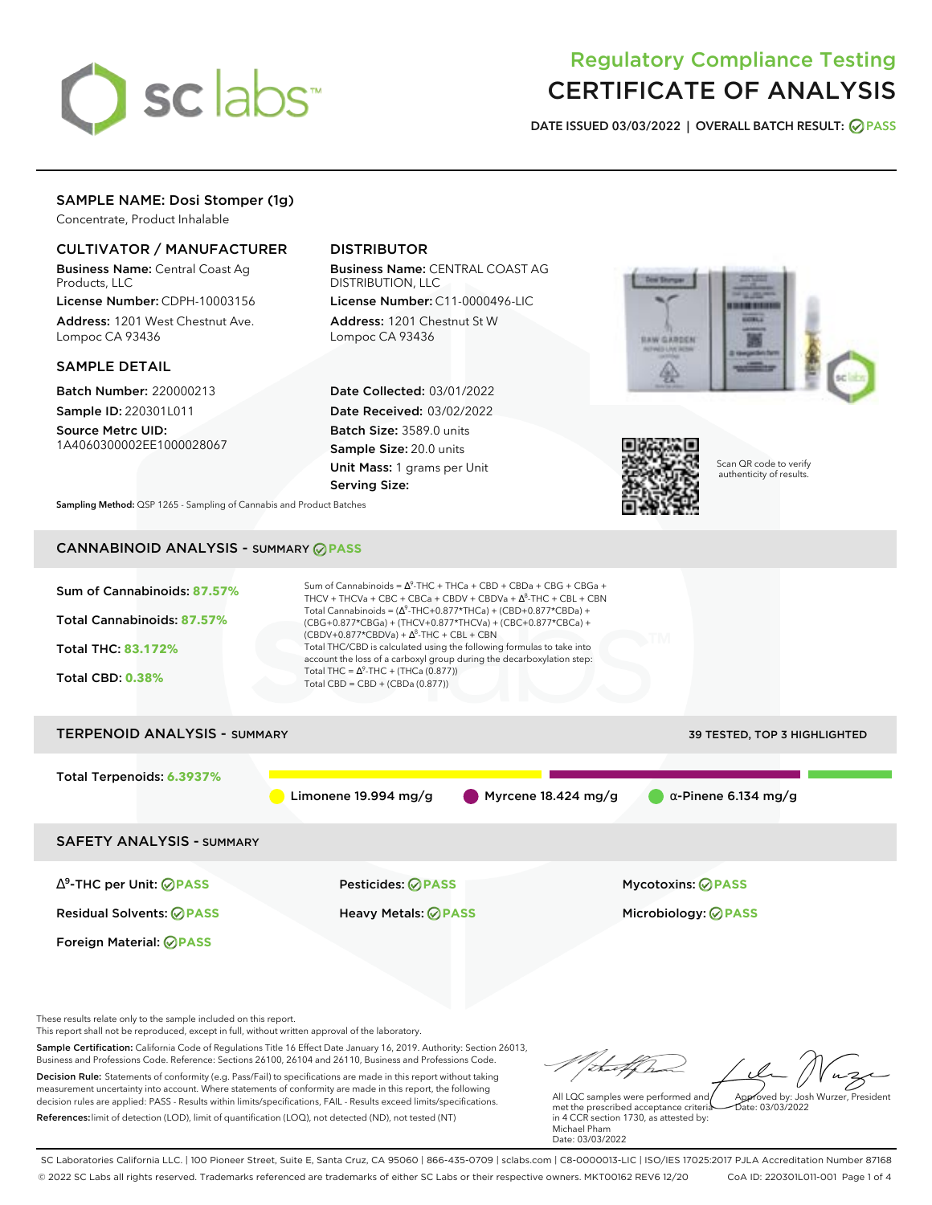# Regulatory Compliance Testing
# CERTIFICATE OF ANALYSIS

**DATE ISSUED 03/03/2022 | OVERALL BATCH RESULT: PASS**

## SAMPLE NAME: Dosi Stomper (1g)

Concentrate, Product Inhalable

### CULTIVATOR / MANUFACTURER

**Business Name:** Central Coast Ag Products, LLC

**License Number:** CDPH-10003156

**Address:** 1201 West Chestnut Ave. Lompoc CA 93436

### DISTRIBUTOR

**Business Name:** CENTRAL COAST AG DISTRIBUTION, LLC

**License Number:** C11-0000496-LIC

**Address:** 1201 Chestnut St W Lompoc CA 93436

### SAMPLE DETAIL

**Batch Number:** 220000213

**Sample ID:** 220301L011

**Source Metrc UID:** 1A4060300002EE1000028067

**Date Collected:** 03/01/2022

**Date Received:** 03/02/2022

**Batch Size:** 3589.0 units

**Sample Size:** 20.0 units

**Unit Mass:** 1 grams per Unit

**Serving Size:**

Scan QR code to verify authenticity of results.

**Sampling Method:** QSP 1265 - Sampling of Cannabis and Product Batches

## CANNABINOID ANALYSIS - SUMMARY PASS

**Sum of Cannabinoids:** 87.57%

**Total Cannabinoids:** 87.57%

**Total THC:** 83.172%

**Total CBD:** 0.38%

Sum of Cannabinoids = $\Delta^9$-THC + THCa + CBD + CBDa + CBG + CBGa + THCV + THCVa + CBC + CBCa + CBDV + CBDVa + $\Delta^8$-THC + CBL + CBN

Total Cannabinoids = ($\Delta^9$-THC+0.877*THCa) + (CBD+0.877*CBDa) + (CBG+0.877*CBGa) + (THCV+0.877*THCVa) + (CBC+0.877*CBCa) + (CBDV+0.877*CBDVa) + $\Delta^8$-THC + CBL + CBN

Total THC/CBD is calculated using the following formulas to take into account the loss of a carboxyl group during the decarboxylation step:

Total THC = $\Delta^9$-THC + (THCa (0.877))

Total CBD = CBD + (CBDa (0.877))

## TERPENOID ANALYSIS - SUMMARY

39 TESTED, TOP 3 HIGHLIGHTED

**Total Terpenoids:** 6.3937%

Limonene 19.994 mg/g | Myrcene 18.424 mg/g | α-Pinene 6.134 mg/g

## SAFETY ANALYSIS - SUMMARY

| | | |
|---|---|---|
| $\Delta^9$-THC per Unit: PASS | Pesticides: PASS | Mycotoxins: PASS |
| Residual Solvents: PASS | Heavy Metals: PASS | Microbiology: PASS |
| Foreign Material: PASS | | |

These results relate only to the sample included on this report.
This report shall not be reproduced, except in full, without written approval of the laboratory.

**Sample Certification:** California Code of Regulations Title 16 Effect Date January 16, 2019. Authority: Section 26013, Business and Professions Code. Reference: Sections 26100, 26104 and 26110, Business and Professions Code.

**Decision Rule:** Statements of conformity (e.g. Pass/Fail) to specifications are made in this report without taking measurement uncertainty into account. Where statements of conformity are made in this report, the following decision rules are applied: PASS - Results within limits/specifications, FAIL - Results exceed limits/specifications.

**References:** limit of detection (LOD), limit of quantification (LOQ), not detected (ND), not tested (NT)

All LQC samples were performed and met the prescribed acceptance criteria in 4 CCR section 1730, as attested by: Michael Pham
Date: 03/03/2022

Approved by: Josh Wurzer, President
Date: 03/03/2022

SC Laboratories California LLC. | 100 Pioneer Street, Suite E, Santa Cruz, CA 95060 | 866-435-0709 | sclabs.com | C8-0000013-LIC | ISO/IES 17025:2017 PJLA Accreditation Number 87168
© 2022 SC Labs all rights reserved. Trademarks referenced are trademarks of either SC Labs or their respective owners. MKT00162 REV6 12/20 CoA ID: 220301L011-001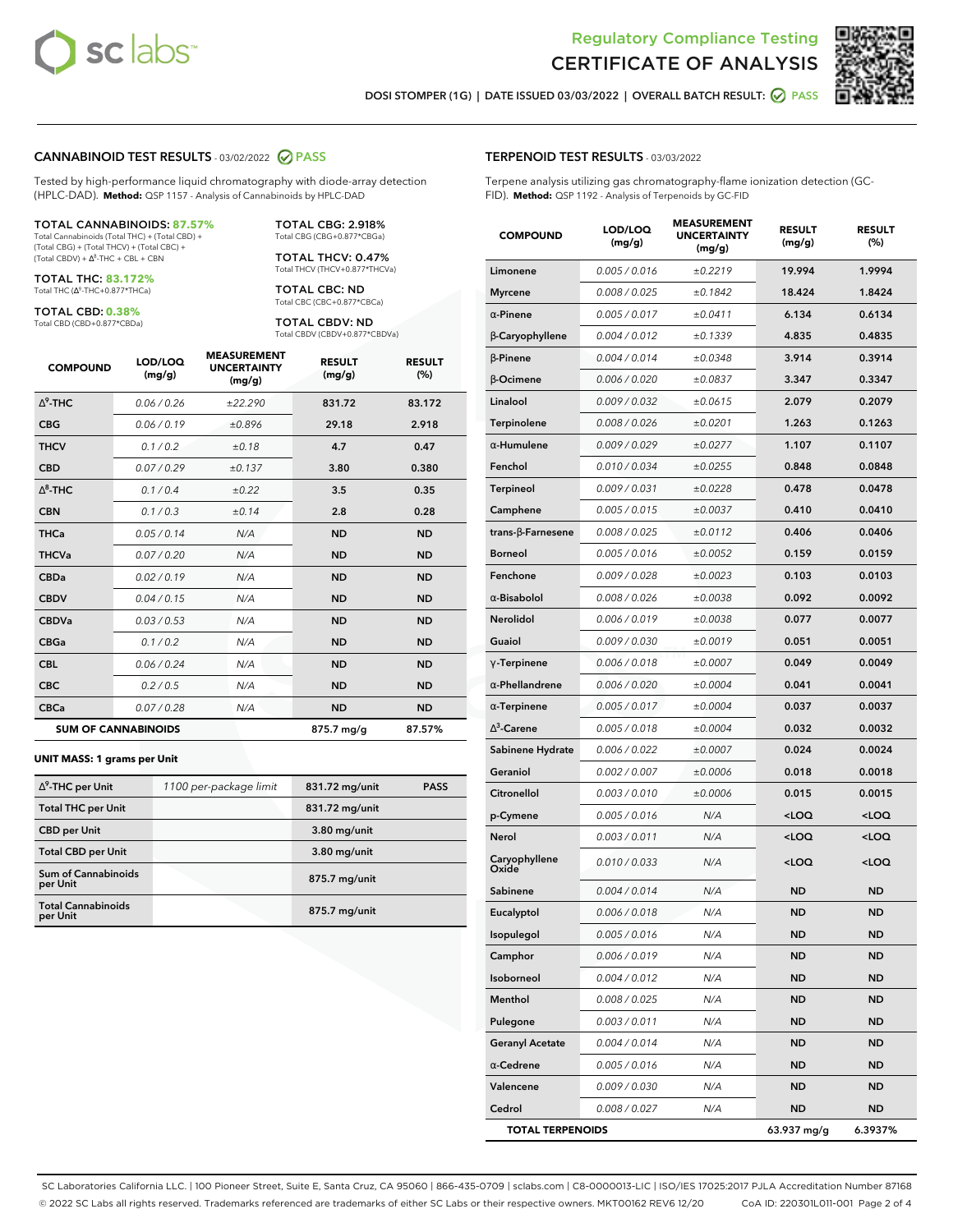Regulatory Compliance Testing

# CERTIFICATE OF ANALYSIS

DOSI STOMPER (1G) | DATE ISSUED 03/03/2022 | OVERALL BATCH RESULT: PASS

## CANNABINOID TEST RESULTS - 03/02/2022 PASS

Tested by high-performance liquid chromatography with diode-array detection (HPLC-DAD). **Method:** QSP 1157 - Analysis of Cannabinoids by HPLC-DAD

**TOTAL CANNABINOIDS: 87.57%**
Total Cannabinoids (Total THC) + (Total CBD) + (Total CBG) + (Total THCV) + (Total CBC) + (Total CBDV) + $\Delta^8$-THC + CBL + CBN

**TOTAL THC: 83.172%**
Total THC ($\Delta^9$-THC+0.877*THCa)

**TOTAL CBD: 0.38%**
Total CBD (CBD+0.877*CBDa)

**TOTAL CBG: 2.918%**
Total CBG (CBG+0.877*CBGa)

**TOTAL THCV: 0.47%**
Total THCV (THCV+0.877*THCVa)

**TOTAL CBC: ND**
Total CBC (CBC+0.877*CBCa)

**TOTAL CBDV: ND**
Total CBDV (CBDV+0.877*CBDVa)

| COMPOUND | LOD/LOQ (mg/g) | MEASUREMENT UNCERTAINTY (mg/g) | RESULT (mg/g) | RESULT (%) |
|---|---|---|---|---|
| $\Delta^9$-THC | 0.06 / 0.26 | ±22.290 | 831.72 | 83.172 |
| CBG | 0.06 / 0.19 | ±0.896 | 29.18 | 2.918 |
| THCV | 0.1 / 0.2 | ±0.18 | 4.7 | 0.47 |
| CBD | 0.07 / 0.29 | ±0.137 | 3.80 | 0.380 |
| $\Delta^8$-THC | 0.1 / 0.4 | ±0.22 | 3.5 | 0.35 |
| CBN | 0.1 / 0.3 | ±0.14 | 2.8 | 0.28 |
| THCa | 0.05 / 0.14 | N/A | ND | ND |
| THCVa | 0.07 / 0.20 | N/A | ND | ND |
| CBDa | 0.02 / 0.19 | N/A | ND | ND |
| CBDV | 0.04 / 0.15 | N/A | ND | ND |
| CBDVa | 0.03 / 0.53 | N/A | ND | ND |
| CBGa | 0.1 / 0.2 | N/A | ND | ND |
| CBL | 0.06 / 0.24 | N/A | ND | ND |
| CBC | 0.2 / 0.5 | N/A | ND | ND |
| CBCa | 0.07 / 0.28 | N/A | ND | ND |
| **SUM OF CANNABINOIDS** | | | 875.7 mg/g | 87.57% |

**UNIT MASS: 1 grams per Unit**

| | | | |
|---|---|---|---|
| $\Delta^9$-THC per Unit | 1100 per-package limit | 831.72 mg/unit | PASS |
| Total THC per Unit | | 831.72 mg/unit | |
| CBD per Unit | | 3.80 mg/unit | |
| Total CBD per Unit | | 3.80 mg/unit | |
| Sum of Cannabinoids per Unit | | 875.7 mg/unit | |
| Total Cannabinoids per Unit | | 875.7 mg/unit | |

## TERPENOID TEST RESULTS - 03/03/2022

Terpene analysis utilizing gas chromatography-flame ionization detection (GC-FID). **Method:** QSP 1192 - Analysis of Terpenoids by GC-FID

| COMPOUND | LOD/LOQ (mg/g) | MEASUREMENT UNCERTAINTY (mg/g) | RESULT (mg/g) | RESULT (%) |
|---|---|---|---|---|
| Limonene | 0.005 / 0.016 | ±0.2219 | 19.994 | 1.9994 |
| Myrcene | 0.008 / 0.025 | ±0.1842 | 18.424 | 1.8424 |
| α-Pinene | 0.005 / 0.017 | ±0.0411 | 6.134 | 0.6134 |
| β-Caryophyllene | 0.004 / 0.012 | ±0.1339 | 4.835 | 0.4835 |
| β-Pinene | 0.004 / 0.014 | ±0.0348 | 3.914 | 0.3914 |
| β-Ocimene | 0.006 / 0.020 | ±0.0837 | 3.347 | 0.3347 |
| Linalool | 0.009 / 0.032 | ±0.0615 | 2.079 | 0.2079 |
| Terpinolene | 0.008 / 0.026 | ±0.0201 | 1.263 | 0.1263 |
| α-Humulene | 0.009 / 0.029 | ±0.0277 | 1.107 | 0.1107 |
| Fenchol | 0.010 / 0.034 | ±0.0255 | 0.848 | 0.0848 |
| Terpineol | 0.009 / 0.031 | ±0.0228 | 0.478 | 0.0478 |
| Camphene | 0.005 / 0.015 | ±0.0037 | 0.410 | 0.0410 |
| trans-β-Farnesene | 0.008 / 0.025 | ±0.0112 | 0.406 | 0.0406 |
| Borneol | 0.005 / 0.016 | ±0.0052 | 0.159 | 0.0159 |
| Fenchone | 0.009 / 0.028 | ±0.0023 | 0.103 | 0.0103 |
| α-Bisabolol | 0.008 / 0.026 | ±0.0038 | 0.092 | 0.0092 |
| Nerolidol | 0.006 / 0.019 | ±0.0038 | 0.077 | 0.0077 |
| Guaiol | 0.009 / 0.030 | ±0.0019 | 0.051 | 0.0051 |
| γ-Terpinene | 0.006 / 0.018 | ±0.0007 | 0.049 | 0.0049 |
| α-Phellandrene | 0.006 / 0.020 | ±0.0004 | 0.041 | 0.0041 |
| α-Terpinene | 0.005 / 0.017 | ±0.0004 | 0.037 | 0.0037 |
| $\Delta^3$-Carene | 0.005 / 0.018 | ±0.0004 | 0.032 | 0.0032 |
| Sabinene Hydrate | 0.006 / 0.022 | ±0.0007 | 0.024 | 0.0024 |
| Geraniol | 0.002 / 0.007 | ±0.0006 | 0.018 | 0.0018 |
| Citronellol | 0.003 / 0.010 | ±0.0006 | 0.015 | 0.0015 |
| p-Cymene | 0.005 / 0.016 | N/A | <LOQ | <LOQ |
| Nerol | 0.003 / 0.011 | N/A | <LOQ | <LOQ |
| Caryophyllene Oxide | 0.010 / 0.033 | N/A | <LOQ | <LOQ |
| Sabinene | 0.004 / 0.014 | N/A | ND | ND |
| Eucalyptol | 0.006 / 0.018 | N/A | ND | ND |
| Isopulegol | 0.005 / 0.016 | N/A | ND | ND |
| Camphor | 0.006 / 0.019 | N/A | ND | ND |
| Isoborneol | 0.004 / 0.012 | N/A | ND | ND |
| Menthol | 0.008 / 0.025 | N/A | ND | ND |
| Pulegone | 0.003 / 0.011 | N/A | ND | ND |
| Geranyl Acetate | 0.004 / 0.014 | N/A | ND | ND |
| α-Cedrene | 0.005 / 0.016 | N/A | ND | ND |
| Valencene | 0.009 / 0.030 | N/A | ND | ND |
| Cedrol | 0.008 / 0.027 | N/A | ND | ND |
| **TOTAL TERPENOIDS** | | | 63.937 mg/g | 6.3937% |

SC Laboratories California LLC. | 100 Pioneer Street, Suite E, Santa Cruz, CA 95060 | 866-435-0709 | sclabs.com | C8-0000013-LIC | ISO/IES 17025:2017 PJLA Accreditation Number 87168
© 2022 SC Labs all rights reserved. Trademarks referenced are trademarks of either SC Labs or their respective owners. MKT00162 REV6 12/20 CoA ID: 220301L011-001